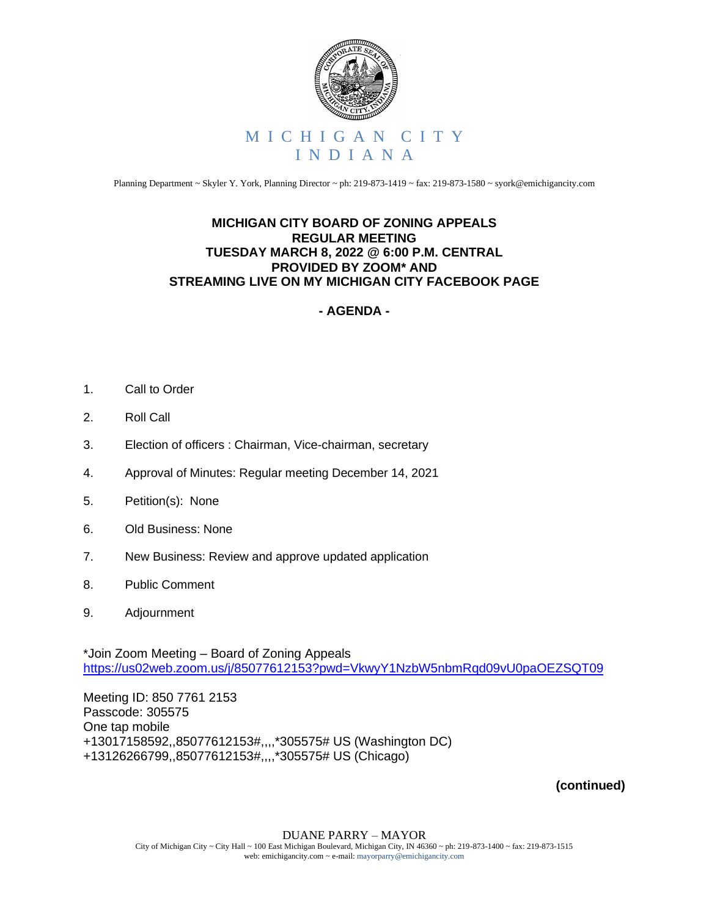MICHIGAN CITY
INDIANA

Planning Department ~ Skyler Y. York, Planning Director ~ ph: 219-873-1419 ~ fax: 219-873-1580 ~ syork@emichigancity.com

**MICHIGAN CITY BOARD OF ZONING APPEALS**
**REGULAR MEETING**
**TUESDAY MARCH 8, 2022 @ 6:00 P.M. CENTRAL**
**PROVIDED BY ZOOM* AND**
**STREAMING LIVE ON MY MICHIGAN CITY FACEBOOK PAGE**

**- AGENDA -**

1. Call to Order
2. Roll Call
3. Election of officers : Chairman, Vice-chairman, secretary
4. Approval of Minutes: Regular meeting December 14, 2021
5. Petition(s): None
6. Old Business: None
7. New Business: Review and approve updated application
8. Public Comment
9. Adjournment

*Join Zoom Meeting – Board of Zoning Appeals
https://us02web.zoom.us/j/85077612153?pwd=VkwyY1NzbW5nbmRqd09vU0paOEZSQT09

Meeting ID: 850 7761 2153
Passcode: 305575
One tap mobile
+13017158592,,85077612153#,,,,*305575# US (Washington DC)
+13126266799,,85077612153#,,,,*305575# US (Chicago)

**(continued)**

DUANE PARRY – MAYOR
City of Michigan City ~ City Hall ~ 100 East Michigan Boulevard, Michigan City, IN 46360 ~ ph: 219-873-1400 ~ fax: 219-873-1515
web: emichigancity.com ~ e-mail: mayorparry@emichigancity.com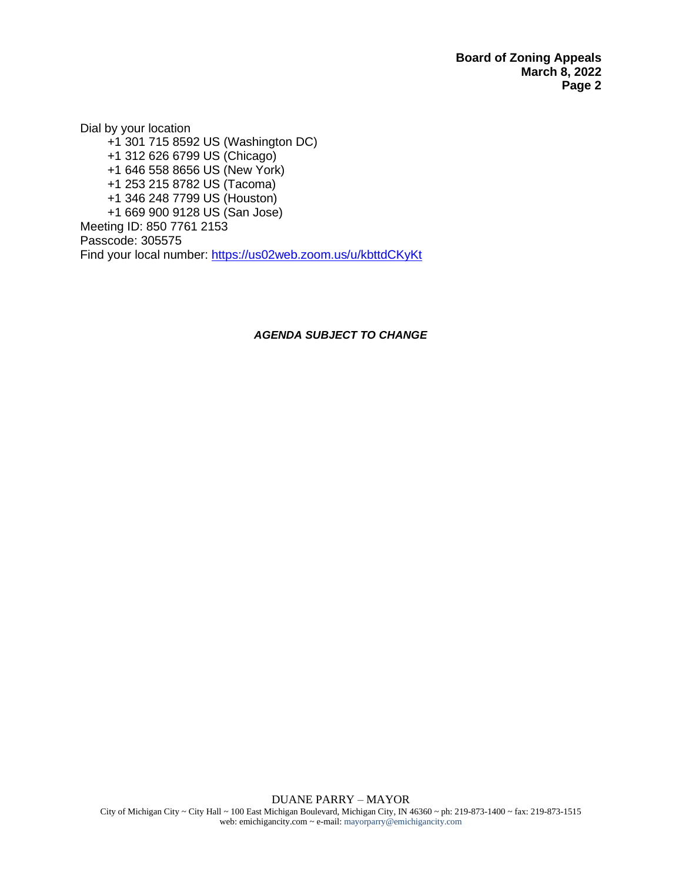Dial by your location

+1 301 715 8592 US (Washington DC)
+1 312 626 6799 US (Chicago)
+1 646 558 8656 US (New York)
+1 253 215 8782 US (Tacoma)
+1 346 248 7799 US (Houston)
+1 669 900 9128 US (San Jose)

Meeting ID: 850 7761 2153
Passcode: 305575
Find your local number: https://us02web.zoom.us/u/kbttdCKyKt

***AGENDA SUBJECT TO CHANGE***

DUANE PARRY – MAYOR
City of Michigan City ~ City Hall ~ 100 East Michigan Boulevard, Michigan City, IN 46360 ~ ph: 219-873-1400 ~ fax: 219-873-1515
web: emichigancity.com ~ e-mail: mayorparry@emichigancity.com